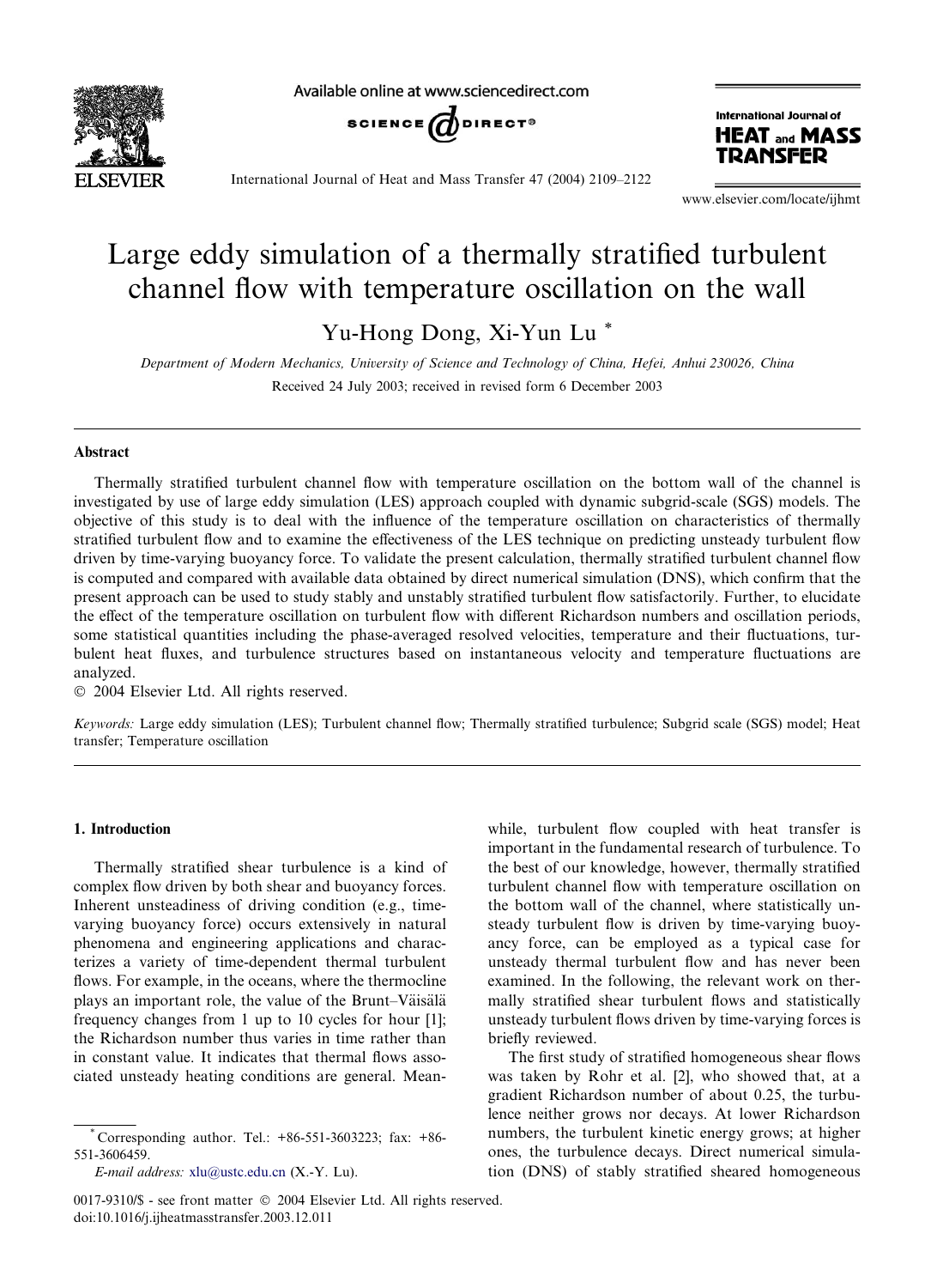# Large eddy simulation of a thermally stratified turbulent channel flow with temperature oscillation on the wall

Yu-Hong Dong, Xi-Yun Lu *

*Department of Modern Mechanics, University of Science and Technology of China, Hefei, Anhui 230026, China*

Received 24 July 2003; received in revised form 6 December 2003

## Abstract

Thermally stratified turbulent channel flow with temperature oscillation on the bottom wall of the channel is investigated by use of large eddy simulation (LES) approach coupled with dynamic subgrid-scale (SGS) models. The objective of this study is to deal with the influence of the temperature oscillation on characteristics of thermally stratified turbulent flow and to examine the effectiveness of the LES technique on predicting unsteady turbulent flow driven by time-varying buoyancy force. To validate the present calculation, thermally stratified turbulent channel flow is computed and compared with available data obtained by direct numerical simulation (DNS), which confirm that the present approach can be used to study stably and unstably stratified turbulent flow satisfactorily. Further, to elucidate the effect of the temperature oscillation on turbulent flow with different Richardson numbers and oscillation periods, some statistical quantities including the phase-averaged resolved velocities, temperature and their fluctuations, turbulent heat fluxes, and turbulence structures based on instantaneous velocity and temperature fluctuations are analyzed.

© 2004 Elsevier Ltd. All rights reserved.

*Keywords:* Large eddy simulation (LES); Turbulent channel flow; Thermally stratified turbulence; Subgrid scale (SGS) model; Heat transfer; Temperature oscillation

## 1. Introduction

Thermally stratified shear turbulence is a kind of complex flow driven by both shear and buoyancy forces. Inherent unsteadiness of driving condition (e.g., time-varying buoyancy force) occurs extensively in natural phenomena and engineering applications and characterizes a variety of time-dependent thermal turbulent flows. For example, in the oceans, where the thermocline plays an important role, the value of the Brunt–Väisälä frequency changes from 1 up to 10 cycles for hour [1]; the Richardson number thus varies in time rather than in constant value. It indicates that thermal flows associated unsteady heating conditions are general. Meanwhile, turbulent flow coupled with heat transfer is important in the fundamental research of turbulence. To the best of our knowledge, however, thermally stratified turbulent channel flow with temperature oscillation on the bottom wall of the channel, where statistically unsteady turbulent flow is driven by time-varying buoyancy force, can be employed as a typical case for unsteady thermal turbulent flow and has never been examined. In the following, the relevant work on thermally stratified shear turbulent flows and statistically unsteady turbulent flows driven by time-varying forces is briefly reviewed.

The first study of stratified homogeneous shear flows was taken by Rohr et al. [2], who showed that, at a gradient Richardson number of about 0.25, the turbulence neither grows nor decays. At lower Richardson numbers, the turbulent kinetic energy grows; at higher ones, the turbulence decays. Direct numerical simulation (DNS) of stably stratified sheared homogeneous

* Corresponding author. Tel.: +86-551-3603223; fax: +86-551-3606459.
*E-mail address:* xlu@ustc.edu.cn (X.-Y. Lu).

0017-9310/$ - see front matter © 2004 Elsevier Ltd. All rights reserved.
doi:10.1016/j.ijheatmasstransfer.2003.12.011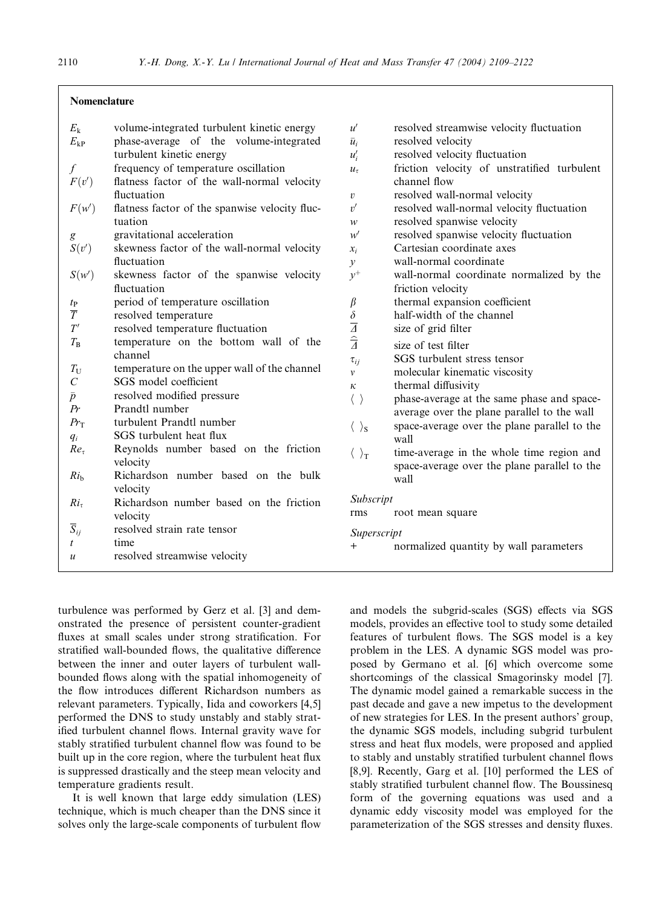## Nomenclature

| | |
|---|---|
| $E_k$ | volume-integrated turbulent kinetic energy |
| $E_{kP}$ | phase-average of the volume-integrated turbulent kinetic energy |
| $f$ | frequency of temperature oscillation |
| $F(v')$ | flatness factor of the wall-normal velocity fluctuation |
| $F(w')$ | flatness factor of the spanwise velocity fluctuation |
| $g$ | gravitational acceleration |
| $S(v')$ | skewness factor of the wall-normal velocity fluctuation |
| $S(w')$ | skewness factor of the spanwise velocity fluctuation |
| $t_P$ | period of temperature oscillation |
| $\overline{T}$ | resolved temperature |
| $T'$ | resolved temperature fluctuation |
| $T_B$ | temperature on the bottom wall of the channel |
| $T_U$ | temperature on the upper wall of the channel |
| $C$ | SGS model coefficient |
| $\bar{p}$ | resolved modified pressure |
| $Pr$ | Prandtl number |
| $Pr_T$ | turbulent Prandtl number |
| $q_i$ | SGS turbulent heat flux |
| $Re_\tau$ | Reynolds number based on the friction velocity |
| $Ri_b$ | Richardson number based on the bulk velocity |
| $Ri_\tau$ | Richardson number based on the friction velocity |
| $\overline{S}_{ij}$ | resolved strain rate tensor |
| $t$ | time |
| $u$ | resolved streamwise velocity |
| $u'$ | resolved streamwise velocity fluctuation |
| $\bar{u}_i$ | resolved velocity |
| $u'_i$ | resolved velocity fluctuation |
| $u_\tau$ | friction velocity of unstratified turbulent channel flow |
| $v$ | resolved wall-normal velocity |
| $v'$ | resolved wall-normal velocity fluctuation |
| $w$ | resolved spanwise velocity |
| $w'$ | resolved spanwise velocity fluctuation |
| $x_i$ | Cartesian coordinate axes |
| $y$ | wall-normal coordinate |
| $y^+$ | wall-normal coordinate normalized by the friction velocity |
| $\beta$ | thermal expansion coefficient |
| $\delta$ | half-width of the channel |
| $\overline{\Delta}$ | size of grid filter |
| $\widehat{\overline{\Delta}}$ | size of test filter |
| $\tau_{ij}$ | SGS turbulent stress tensor |
| $\nu$ | molecular kinematic viscosity |
| $\kappa$ | thermal diffusivity |
| $\langle\ \rangle$ | phase-average at the same phase and space-average over the plane parallel to the wall |
| $\langle\ \rangle_S$ | space-average over the plane parallel to the wall |
| $\langle\ \rangle_T$ | time-average in the whole time region and space-average over the plane parallel to the wall |

*Subscript*

| | |
|---|---|
| rms | root mean square |

*Superscript*

| | |
|---|---|
| + | normalized quantity by wall parameters |

turbulence was performed by Gerz et al. [3] and demonstrated the presence of persistent counter-gradient fluxes at small scales under strong stratification. For stratified wall-bounded flows, the qualitative difference between the inner and outer layers of turbulent wall-bounded flows along with the spatial inhomogeneity of the flow introduces different Richardson numbers as relevant parameters. Typically, Iida and coworkers [4,5] performed the DNS to study unstably and stably stratified turbulent channel flows. Internal gravity wave for stably stratified turbulent channel flow was found to be built up in the core region, where the turbulent heat flux is suppressed drastically and the steep mean velocity and temperature gradients result.

It is well known that large eddy simulation (LES) technique, which is much cheaper than the DNS since it solves only the large-scale components of turbulent flow and models the subgrid-scales (SGS) effects via SGS models, provides an effective tool to study some detailed features of turbulent flows. The SGS model is a key problem in the LES. A dynamic SGS model was proposed by Germano et al. [6] which overcome some shortcomings of the classical Smagorinsky model [7]. The dynamic model gained a remarkable success in the past decade and gave a new impetus to the development of new strategies for LES. In the present authors' group, the dynamic SGS models, including subgrid turbulent stress and heat flux models, were proposed and applied to stably and unstably stratified turbulent channel flows [8,9]. Recently, Garg et al. [10] performed the LES of stably stratified turbulent channel flow. The Boussinesq form of the governing equations was used and a dynamic eddy viscosity model was employed for the parameterization of the SGS stresses and density fluxes.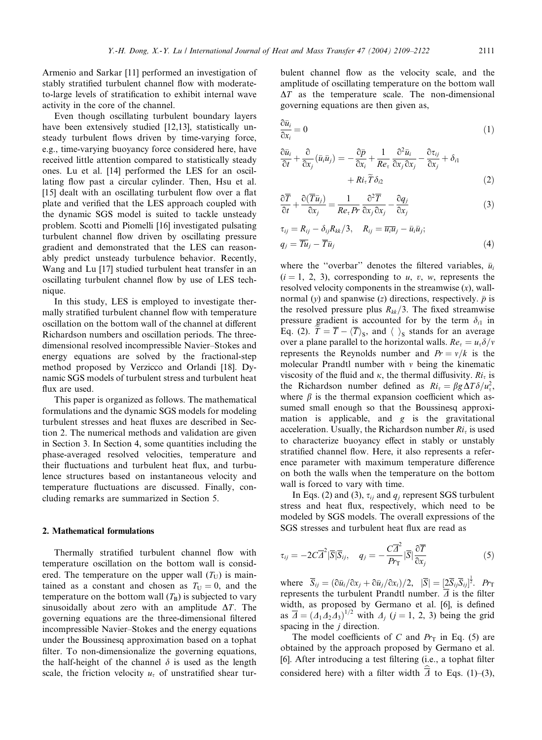Armenio and Sarkar [11] performed an investigation of stably stratified turbulent channel flow with moderate-to-large levels of stratification to exhibit internal wave activity in the core of the channel.

Even though oscillating turbulent boundary layers have been extensively studied [12,13], statistically unsteady turbulent flows driven by time-varying force, e.g., time-varying buoyancy force considered here, have received little attention compared to statistically steady ones. Lu et al. [14] performed the LES for an oscillating flow past a circular cylinder. Then, Hsu et al. [15] dealt with an oscillating turbulent flow over a flat plate and verified that the LES approach coupled with the dynamic SGS model is suited to tackle unsteady problem. Scotti and Piomelli [16] investigated pulsating turbulent channel flow driven by oscillating pressure gradient and demonstrated that the LES can reasonably predict unsteady turbulence behavior. Recently, Wang and Lu [17] studied turbulent heat transfer in an oscillating turbulent channel flow by use of LES technique.

In this study, LES is employed to investigate thermally stratified turbulent channel flow with temperature oscillation on the bottom wall of the channel at different Richardson numbers and oscillation periods. The three-dimensional resolved incompressible Navier–Stokes and energy equations are solved by the fractional-step method proposed by Verzicco and Orlandi [18]. Dynamic SGS models of turbulent stress and turbulent heat flux are used.

This paper is organized as follows. The mathematical formulations and the dynamic SGS models for modeling turbulent stresses and heat fluxes are described in Section 2. The numerical methods and validation are given in Section 3. In Section 4, some quantities including the phase-averaged resolved velocities, temperature and their fluctuations and turbulent heat flux, and turbulence structures based on instantaneous velocity and temperature fluctuations are discussed. Finally, concluding remarks are summarized in Section 5.

## 2. Mathematical formulations

Thermally stratified turbulent channel flow with temperature oscillation on the bottom wall is considered. The temperature on the upper wall ($T_U$) is maintained as a constant and chosen as $T_U = 0$, and the temperature on the bottom wall ($T_B$) is subjected to vary sinusoidally about zero with an amplitude $\Delta T$. The governing equations are the three-dimensional filtered incompressible Navier–Stokes and the energy equations under the Boussinesq approximation based on a tophat filter. To non-dimensionalize the governing equations, the half-height of the channel $\delta$ is used as the length scale, the friction velocity $u_\tau$ of unstratified shear turbulent channel flow as the velocity scale, and the amplitude of oscillating temperature on the bottom wall $\Delta T$ as the temperature scale. The non-dimensional governing equations are then given as,

$$\frac{\partial \bar{u}_i}{\partial x_i} = 0 \tag{1}$$

$$\frac{\partial \bar{u}_i}{\partial t} + \frac{\partial}{\partial x_j}(\bar{u}_i \bar{u}_j) = -\frac{\partial \bar{p}}{\partial x_i} + \frac{1}{Re_\tau}\frac{\partial^2 \bar{u}_i}{\partial x_j \partial x_j} - \frac{\partial \tau_{ij}}{\partial x_j} + \delta_{i1} + Ri_\tau \widetilde{T} \delta_{i2} \tag{2}$$

$$\frac{\partial \overline{T}}{\partial t} + \frac{\partial (\overline{T}\bar{u}_j)}{\partial x_j} = \frac{1}{Re_\tau Pr}\frac{\partial^2 \overline{T}}{\partial x_j \partial x_j} - \frac{\partial q_j}{\partial x_j} \tag{3}$$

$$\tau_{ij} = R_{ij} - \delta_{ij}R_{kk}/3, \quad R_{ij} = \overline{u_i u_j} - \bar{u}_i \bar{u}_j;$$
$$q_j = \overline{Tu_j} - \overline{T}\bar{u}_j \tag{4}$$

where the "overbar" denotes the filtered variables, $\bar{u}_i$ ($i = 1, 2, 3$), corresponding to $u$, $v$, $w$, represents the resolved velocity components in the streamwise ($x$), wall-normal ($y$) and spanwise ($z$) directions, respectively. $\bar{p}$ is the resolved pressure plus $R_{kk}/3$. The fixed streamwise pressure gradient is accounted for by the term $\delta_{i1}$ in Eq. (2). $\widetilde{T} = \overline{T} - \langle \overline{T} \rangle_S$, and $\langle\ \rangle_S$ stands for an average over a plane parallel to the horizontal walls. $Re_\tau = u_\tau \delta / \nu$ represents the Reynolds number and $Pr = \nu/k$ is the molecular Prandtl number with $\nu$ being the kinematic viscosity of the fluid and $\kappa$, the thermal diffusivity. $Ri_\tau$ is the Richardson number defined as $Ri_\tau = \beta g \Delta T \delta / u_\tau^2$, where $\beta$ is the thermal expansion coefficient which assumed small enough so that the Boussinesq approximation is applicable, and $g$ is the gravitational acceleration. Usually, the Richardson number $Ri_\tau$ is used to characterize buoyancy effect in stably or unstably stratified channel flow. Here, it also represents a reference parameter with maximum temperature difference on both the walls when the temperature on the bottom wall is forced to vary with time.

In Eqs. (2) and (3), $\tau_{ij}$ and $q_j$ represent SGS turbulent stress and heat flux, respectively, which need to be modeled by SGS models. The overall expressions of the SGS stresses and turbulent heat flux are read as

$$\tau_{ij} = -2C\overline{\Delta}^2 |\overline{S}| \overline{S}_{ij}, \quad q_j = -\frac{C\overline{\Delta}^2}{Pr_T}|\overline{S}|\frac{\partial \overline{T}}{\partial x_j} \tag{5}$$

where $\overline{S}_{ij} = (\partial \bar{u}_i/\partial x_j + \partial \bar{u}_j/\partial x_i)/2$, $|\overline{S}| = [2\overline{S}_{ij}\overline{S}_{ij}]^{\frac{1}{2}}$. $Pr_T$ represents the turbulent Prandtl number. $\overline{\Delta}$ is the filter width, as proposed by Germano et al. [6], is defined as $\overline{\Delta} = (\Delta_1 \Delta_2 \Delta_3)^{1/2}$ with $\Delta_j$ ($j = 1, 2, 3$) being the grid spacing in the $j$ direction.

The model coefficients of $C$ and $Pr_T$ in Eq. (5) are obtained by the approach proposed by Germano et al. [6]. After introducing a test filtering (i.e., a tophat filter considered here) with a filter width $\widehat{\overline{\Delta}}$ to Eqs. (1)–(3),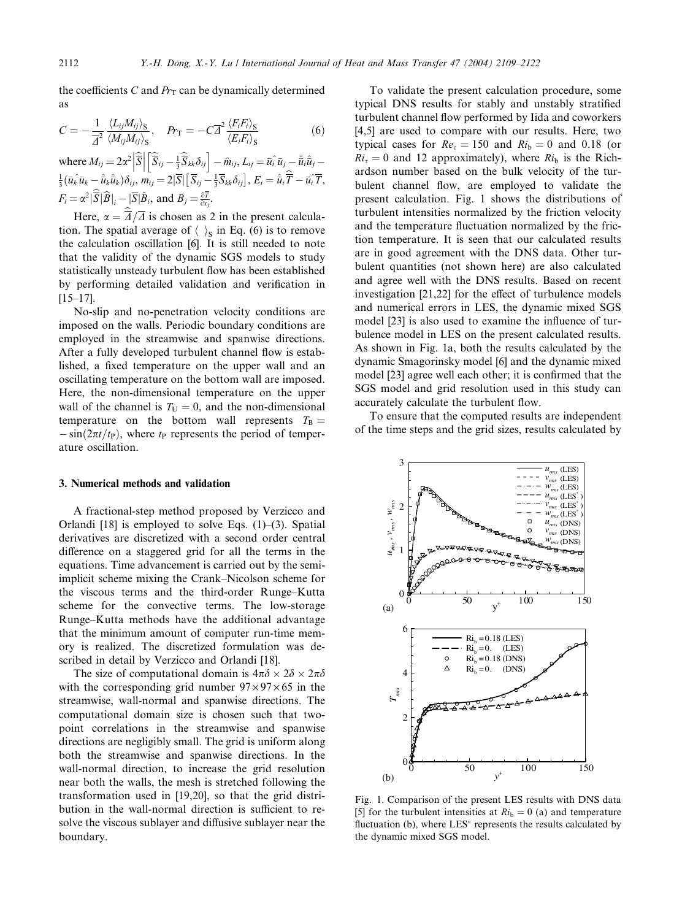the coefficients $C$ and $Pr_T$ can be dynamically determined as

$$C = -\frac{1}{\overline{\Delta}^2}\frac{\langle L_{ij}M_{ij}\rangle_S}{\langle M_{ij}M_{ij}\rangle_S}, \quad Pr_T = -C\overline{\Delta}^2\frac{\langle F_iF_i\rangle_S}{\langle E_iF_i\rangle_S} \tag{6}$$

where $M_{ij} = 2\alpha^2\left|\widehat{\overline{S}}\right|\left[\widehat{\overline{S}}_{ij} - \frac{1}{3}\widehat{\overline{S}}_{kk}\delta_{ij}\right] - \hat{m}_{ij}$, $L_{ij} = \widehat{\bar{u}_i\bar{u}_j} - \hat{\bar{u}}_i\hat{\bar{u}}_j - \frac{1}{3}(\widehat{\bar{u}_k\bar{u}_k} - \hat{\bar{u}}_k\hat{\bar{u}}_k)\delta_{ij}$, $m_{ij} = 2|\overline{S}|\left[\overline{S}_{ij} - \frac{1}{3}\overline{S}_{kk}\delta_{ij}\right]$, $E_i = \hat{\bar{u}}_i\widehat{\overline{T}} - \widehat{\bar{u}_i\overline{T}}$, $F_i = \alpha^2|\widehat{\overline{S}}|\widehat{\overline{B}}|_i - |\overline{S}|\hat{\overline{B}}_i$, and $B_j = \frac{\partial\overline{T}}{\partial x_j}$.

Here, $\alpha = \widehat{\overline{\Delta}}/\overline{\Delta}$ is chosen as 2 in the present calculation. The spatial average of $\langle\ \rangle_S$ in Eq. (6) is to remove the calculation oscillation [6]. It is still needed to note that the validity of the dynamic SGS models to study statistically unsteady turbulent flow has been established by performing detailed validation and verification in [15–17].

No-slip and no-penetration velocity conditions are imposed on the walls. Periodic boundary conditions are employed in the streamwise and spanwise directions. After a fully developed turbulent channel flow is established, a fixed temperature on the upper wall and an oscillating temperature on the bottom wall are imposed. Here, the non-dimensional temperature on the upper wall of the channel is $T_U = 0$, and the non-dimensional temperature on the bottom wall represents $T_B = -\sin(2\pi t/t_P)$, where $t_P$ represents the period of temperature oscillation.

## 3. Numerical methods and validation

A fractional-step method proposed by Verzicco and Orlandi [18] is employed to solve Eqs. (1)–(3). Spatial derivatives are discretized with a second order central difference on a staggered grid for all the terms in the equations. Time advancement is carried out by the semi-implicit scheme mixing the Crank–Nicolson scheme for the viscous terms and the third-order Runge–Kutta scheme for the convective terms. The low-storage Runge–Kutta methods have the additional advantage that the minimum amount of computer run-time memory is realized. The discretized formulation was described in detail by Verzicco and Orlandi [18].

The size of computational domain is $4\pi\delta \times 2\delta \times 2\pi\delta$ with the corresponding grid number $97\times97\times65$ in the streamwise, wall-normal and spanwise directions. The computational domain size is chosen such that two-point correlations in the streamwise and spanwise directions are negligibly small. The grid is uniform along both the streamwise and spanwise directions. In the wall-normal direction, to increase the grid resolution near both the walls, the mesh is stretched following the transformation used in [19,20], so that the grid distribution in the wall-normal direction is sufficient to resolve the viscous sublayer and diffusive sublayer near the boundary.

To validate the present calculation procedure, some typical DNS results for stably and unstably stratified turbulent channel flow performed by Iida and coworkers [4,5] are used to compare with our results. Here, two typical cases for $Re_\tau = 150$ and $Ri_b = 0$ and 0.18 (or $Ri_\tau = 0$ and 12 approximately), where $Ri_b$ is the Richardson number based on the bulk velocity of the turbulent channel flow, are employed to validate the present calculation. Fig. 1 shows the distributions of turbulent intensities normalized by the friction velocity and the temperature fluctuation normalized by the friction temperature. It is seen that our calculated results are in good agreement with the DNS data. Other turbulent quantities (not shown here) are also calculated and agree well with the DNS results. Based on recent investigation [21,22] for the effect of turbulence models and numerical errors in LES, the dynamic mixed SGS model [23] is also used to examine the influence of turbulence model in LES on the present calculated results. As shown in Fig. 1a, both the results calculated by the dynamic Smagorinsky model [6] and the dynamic mixed model [23] agree well each other; it is confirmed that the SGS model and grid resolution used in this study can accurately calculate the turbulent flow.

To ensure that the computed results are independent of the time steps and the grid sizes, results calculated by

Fig. 1. Comparison of the present LES results with DNS data [5] for the turbulent intensities at $Ri_b = 0$ (a) and temperature fluctuation (b), where LES* represents the results calculated by the dynamic mixed SGS model.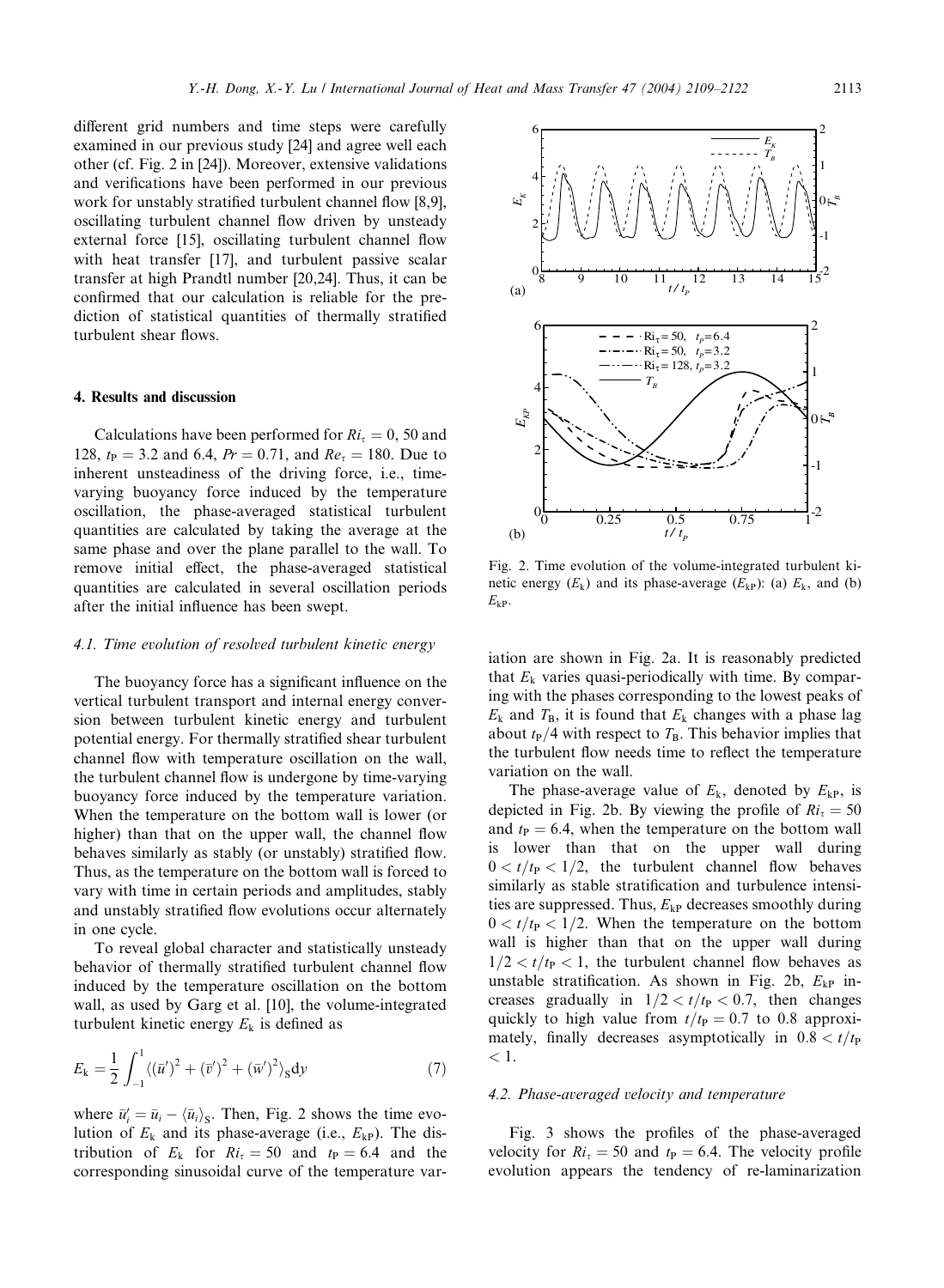different grid numbers and time steps were carefully examined in our previous study [24] and agree well each other (cf. Fig. 2 in [24]). Moreover, extensive validations and verifications have been performed in our previous work for unstably stratified turbulent channel flow [8,9], oscillating turbulent channel flow driven by unsteady external force [15], oscillating turbulent channel flow with heat transfer [17], and turbulent passive scalar transfer at high Prandtl number [20,24]. Thus, it can be confirmed that our calculation is reliable for the prediction of statistical quantities of thermally stratified turbulent shear flows.

## 4. Results and discussion

Calculations have been performed for $Ri_\tau = 0$, 50 and 128, $t_P = 3.2$ and 6.4, $Pr = 0.71$, and $Re_\tau = 180$. Due to inherent unsteadiness of the driving force, i.e., time-varying buoyancy force induced by the temperature oscillation, the phase-averaged statistical turbulent quantities are calculated by taking the average at the same phase and over the plane parallel to the wall. To remove initial effect, the phase-averaged statistical quantities are calculated in several oscillation periods after the initial influence has been swept.

### 4.1. Time evolution of resolved turbulent kinetic energy

The buoyancy force has a significant influence on the vertical turbulent transport and internal energy conversion between turbulent kinetic energy and turbulent potential energy. For thermally stratified shear turbulent channel flow with temperature oscillation on the wall, the turbulent channel flow is undergone by time-varying buoyancy force induced by the temperature variation. When the temperature on the bottom wall is lower (or higher) than that on the upper wall, the channel flow behaves similarly as stably (or unstably) stratified flow. Thus, as the temperature on the bottom wall is forced to vary with time in certain periods and amplitudes, stably and unstably stratified flow evolutions occur alternately in one cycle.

To reveal global character and statistically unsteady behavior of thermally stratified turbulent channel flow induced by the temperature oscillation on the bottom wall, as used by Garg et al. [10], the volume-integrated turbulent kinetic energy $E_k$ is defined as

$$E_k = \frac{1}{2}\int_{-1}^{1} \langle (\bar{u}')^2 + (\bar{v}')^2 + (\bar{w}')^2 \rangle_S \mathrm{d}y \tag{7}$$

where $\bar{u}_i' = \bar{u}_i - \langle \bar{u}_i \rangle_S$. Then, Fig. 2 shows the time evolution of $E_k$ and its phase-average (i.e., $E_{kP}$). The distribution of $E_k$ for $Ri_\tau = 50$ and $t_P = 6.4$ and the corresponding sinusoidal curve of the temperature variation are shown in Fig. 2a. It is reasonably predicted that $E_k$ varies quasi-periodically with time. By comparing with the phases corresponding to the lowest peaks of $E_k$ and $T_B$, it is found that $E_k$ changes with a phase lag about $t_P/4$ with respect to $T_B$. This behavior implies that the turbulent flow needs time to reflect the temperature variation on the wall.

Fig. 2. Time evolution of the volume-integrated turbulent kinetic energy ($E_k$) and its phase-average ($E_{kP}$): (a) $E_k$, and (b) $E_{kP}$.

The phase-average value of $E_k$, denoted by $E_{kP}$, is depicted in Fig. 2b. By viewing the profile of $Ri_\tau = 50$ and $t_P = 6.4$, when the temperature on the bottom wall is lower than that on the upper wall during $0 < t/t_P < 1/2$, the turbulent channel flow behaves similarly as stable stratification and turbulence intensities are suppressed. Thus, $E_{kP}$ decreases smoothly during $0 < t/t_P < 1/2$. When the temperature on the bottom wall is higher than that on the upper wall during $1/2 < t/t_P < 1$, the turbulent channel flow behaves as unstable stratification. As shown in Fig. 2b, $E_{kP}$ increases gradually in $1/2 < t/t_P < 0.7$, then changes quickly to high value from $t/t_P = 0.7$ to 0.8 approximately, finally decreases asymptotically in $0.8 < t/t_P < 1$.

### 4.2. Phase-averaged velocity and temperature

Fig. 3 shows the profiles of the phase-averaged velocity for $Ri_\tau = 50$ and $t_P = 6.4$. The velocity profile evolution appears the tendency of re-laminarization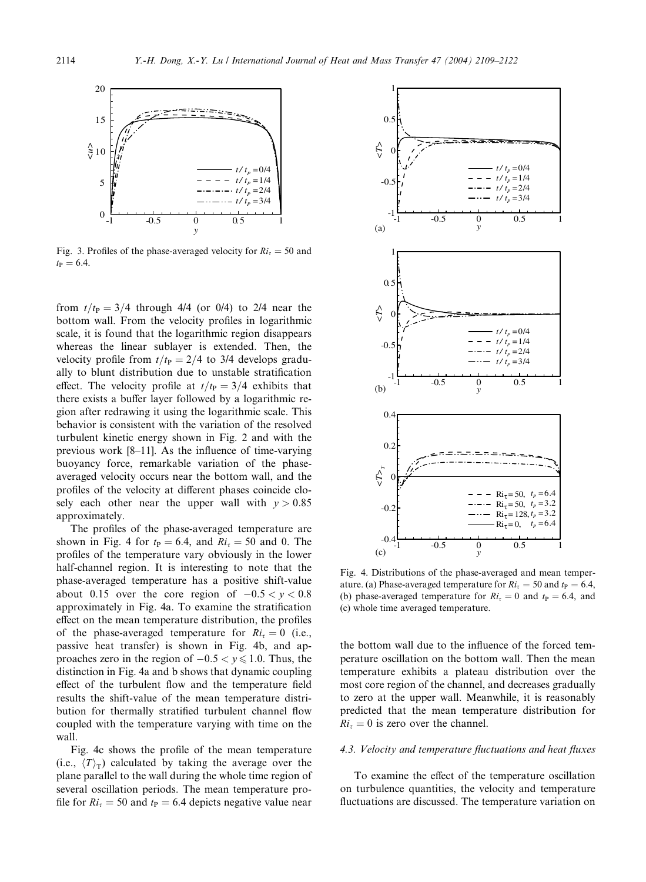Fig. 3. Profiles of the phase-averaged velocity for $Ri_\tau = 50$ and $t_P = 6.4$.

from $t/t_P = 3/4$ through 4/4 (or 0/4) to 2/4 near the bottom wall. From the velocity profiles in logarithmic scale, it is found that the logarithmic region disappears whereas the linear sublayer is extended. Then, the velocity profile from $t/t_P = 2/4$ to 3/4 develops gradually to blunt distribution due to unstable stratification effect. The velocity profile at $t/t_P = 3/4$ exhibits that there exists a buffer layer followed by a logarithmic region after redrawing it using the logarithmic scale. This behavior is consistent with the variation of the resolved turbulent kinetic energy shown in Fig. 2 and with the previous work [8–11]. As the influence of time-varying buoyancy force, remarkable variation of the phase-averaged velocity occurs near the bottom wall, and the profiles of the velocity at different phases coincide closely each other near the upper wall with $y > 0.85$ approximately.

The profiles of the phase-averaged temperature are shown in Fig. 4 for $t_P = 6.4$, and $Ri_\tau = 50$ and 0. The profiles of the temperature vary obviously in the lower half-channel region. It is interesting to note that the phase-averaged temperature has a positive shift-value about 0.15 over the core region of $-0.5 < y < 0.8$ approximately in Fig. 4a. To examine the stratification effect on the mean temperature distribution, the profiles of the phase-averaged temperature for $Ri_\tau = 0$ (i.e., passive heat transfer) is shown in Fig. 4b, and approaches zero in the region of $-0.5 < y \leqslant 1.0$. Thus, the distinction in Fig. 4a and b shows that dynamic coupling effect of the turbulent flow and the temperature field results the shift-value of the mean temperature distribution for thermally stratified turbulent channel flow coupled with the temperature varying with time on the wall.

Fig. 4c shows the profile of the mean temperature (i.e., $\langle T \rangle_T$) calculated by taking the average over the plane parallel to the wall during the whole time region of several oscillation periods. The mean temperature profile for $Ri_\tau = 50$ and $t_P = 6.4$ depicts negative value near the bottom wall due to the influence of the forced temperature oscillation on the bottom wall. Then the mean temperature exhibits a plateau distribution over the most core region of the channel, and decreases gradually to zero at the upper wall. Meanwhile, it is reasonably predicted that the mean temperature distribution for $Ri_\tau = 0$ is zero over the channel.

Fig. 4. Distributions of the phase-averaged and mean temperature. (a) Phase-averaged temperature for $Ri_\tau = 50$ and $t_P = 6.4$, (b) phase-averaged temperature for $Ri_\tau = 0$ and $t_P = 6.4$, and (c) whole time averaged temperature.

### 4.3. Velocity and temperature fluctuations and heat fluxes

To examine the effect of the temperature oscillation on turbulence quantities, the velocity and temperature fluctuations are discussed. The temperature variation on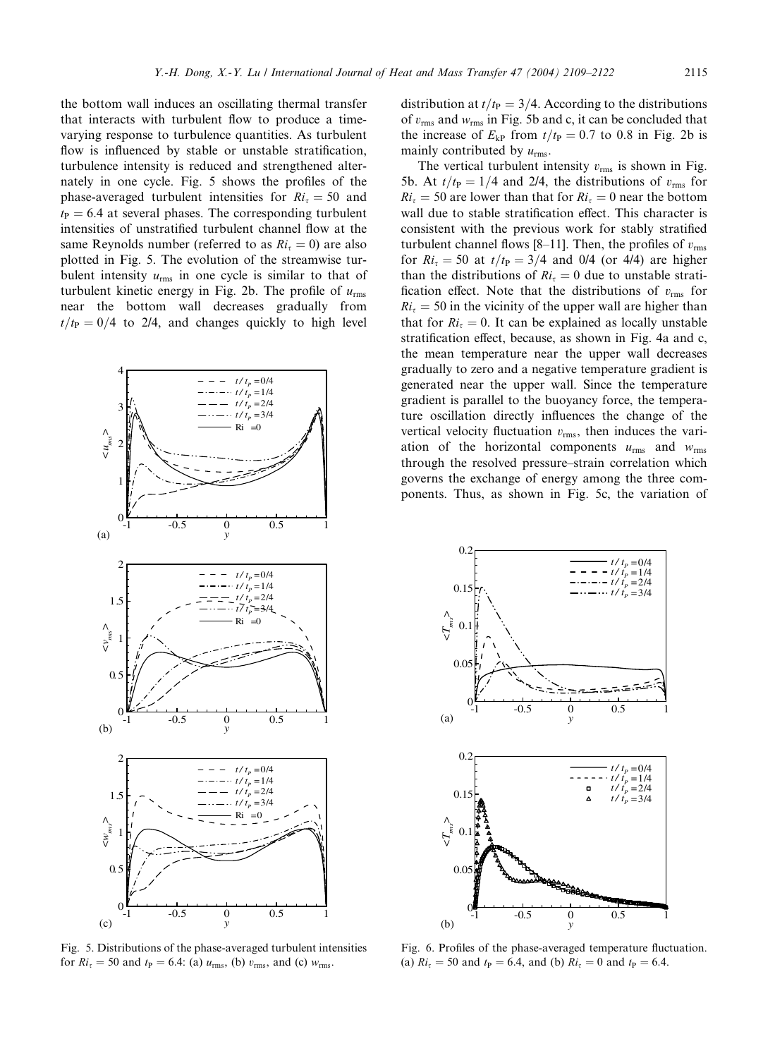the bottom wall induces an oscillating thermal transfer that interacts with turbulent flow to produce a time-varying response to turbulence quantities. As turbulent flow is influenced by stable or unstable stratification, turbulence intensity is reduced and strengthened alternately in one cycle. Fig. 5 shows the profiles of the phase-averaged turbulent intensities for $Ri_\tau = 50$ and $t_P = 6.4$ at several phases. The corresponding turbulent intensities of unstratified turbulent channel flow at the same Reynolds number (referred to as $Ri_\tau = 0$) are also plotted in Fig. 5. The evolution of the streamwise turbulent intensity $u_{rms}$ in one cycle is similar to that of turbulent kinetic energy in Fig. 2b. The profile of $u_{rms}$ near the bottom wall decreases gradually from $t/t_P = 0/4$ to 2/4, and changes quickly to high level distribution at $t/t_P = 3/4$. According to the distributions of $v_{rms}$ and $w_{rms}$ in Fig. 5b and c, it can be concluded that the increase of $E_{kP}$ from $t/t_P = 0.7$ to 0.8 in Fig. 2b is mainly contributed by $u_{rms}$.

The vertical turbulent intensity $v_{rms}$ is shown in Fig. 5b. At $t/t_P = 1/4$ and 2/4, the distributions of $v_{rms}$ for $Ri_\tau = 50$ are lower than that for $Ri_\tau = 0$ near the bottom wall due to stable stratification effect. This character is consistent with the previous work for stably stratified turbulent channel flows [8–11]. Then, the profiles of $v_{rms}$ for $Ri_\tau = 50$ at $t/t_P = 3/4$ and 0/4 (or 4/4) are higher than the distributions of $Ri_\tau = 0$ due to unstable stratification effect. Note that the distributions of $v_{rms}$ for $Ri_\tau = 50$ in the vicinity of the upper wall are higher than that for $Ri_\tau = 0$. It can be explained as locally unstable stratification effect, because, as shown in Fig. 4a and c, the mean temperature near the upper wall decreases gradually to zero and a negative temperature gradient is generated near the upper wall. Since the temperature gradient is parallel to the buoyancy force, the temperature oscillation directly influences the change of the vertical velocity fluctuation $v_{rms}$, then induces the variation of the horizontal components $u_{rms}$ and $w_{rms}$ through the resolved pressure–strain correlation which governs the exchange of energy among the three components. Thus, as shown in Fig. 5c, the variation of

Fig. 5. Distributions of the phase-averaged turbulent intensities for $Ri_\tau = 50$ and $t_P = 6.4$: (a) $u_{rms}$, (b) $v_{rms}$, and (c) $w_{rms}$.

Fig. 6. Profiles of the phase-averaged temperature fluctuation. (a) $Ri_\tau = 50$ and $t_P = 6.4$, and (b) $Ri_\tau = 0$ and $t_P = 6.4$.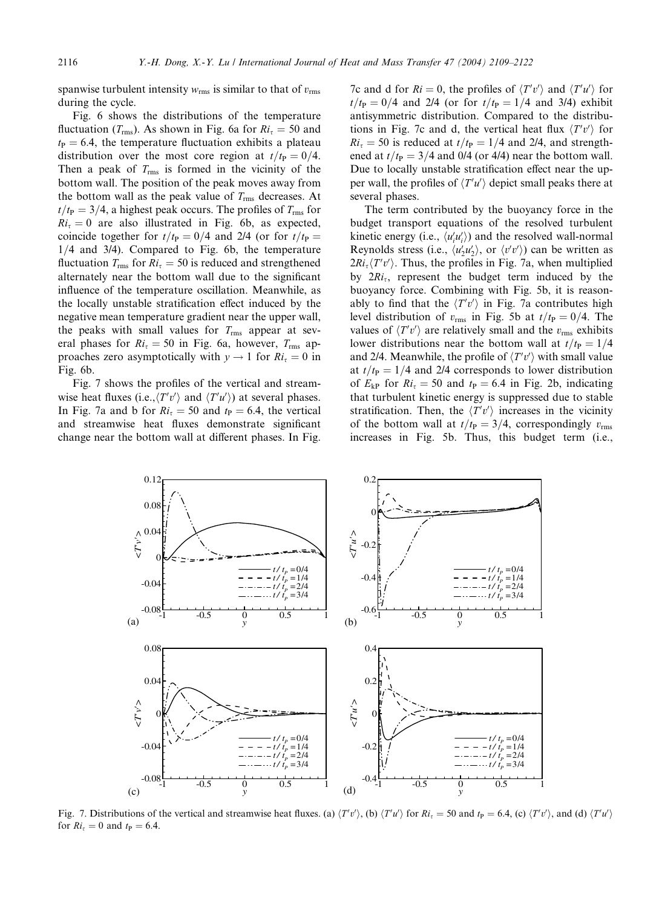spanwise turbulent intensity $w_{rms}$ is similar to that of $v_{rms}$ during the cycle.

Fig. 6 shows the distributions of the temperature fluctuation ($T_{rms}$). As shown in Fig. 6a for $Ri_\tau = 50$ and $t_P = 6.4$, the temperature fluctuation exhibits a plateau distribution over the most core region at $t/t_P = 0/4$. Then a peak of $T_{rms}$ is formed in the vicinity of the bottom wall. The position of the peak moves away from the bottom wall as the peak value of $T_{rms}$ decreases. At $t/t_P = 3/4$, a highest peak occurs. The profiles of $T_{rms}$ for $Ri_\tau = 0$ are also illustrated in Fig. 6b, as expected, coincide together for $t/t_P = 0/4$ and 2/4 (or for $t/t_P = 1/4$ and 3/4). Compared to Fig. 6b, the temperature fluctuation $T_{rms}$ for $Ri_\tau = 50$ is reduced and strengthened alternately near the bottom wall due to the significant influence of the temperature oscillation. Meanwhile, as the locally unstable stratification effect induced by the negative mean temperature gradient near the upper wall, the peaks with small values for $T_{rms}$ appear at several phases for $Ri_\tau = 50$ in Fig. 6a, however, $T_{rms}$ approaches zero asymptotically with $y \to 1$ for $Ri_\tau = 0$ in Fig. 6b.

Fig. 7 shows the profiles of the vertical and streamwise heat fluxes (i.e., $\langle T'v' \rangle$ and $\langle T'u' \rangle$) at several phases. In Fig. 7a and b for $Ri_\tau = 50$ and $t_P = 6.4$, the vertical and streamwise heat fluxes demonstrate significant change near the bottom wall at different phases. In Fig. 7c and d for $Ri = 0$, the profiles of $\langle T'v' \rangle$ and $\langle T'u' \rangle$ for $t/t_P = 0/4$ and 2/4 (or for $t/t_P = 1/4$ and 3/4) exhibit antisymmetric distribution. Compared to the distributions in Fig. 7c and d, the vertical heat flux $\langle T'v' \rangle$ for $Ri_\tau = 50$ is reduced at $t/t_P = 1/4$ and 2/4, and strengthened at $t/t_P = 3/4$ and 0/4 (or 4/4) near the bottom wall. Due to locally unstable stratification effect near the upper wall, the profiles of $\langle T'u' \rangle$ depict small peaks there at several phases.

The term contributed by the buoyancy force in the budget transport equations of the resolved turbulent kinetic energy (i.e., $\langle u_i' u_i' \rangle$) and the resolved wall-normal Reynolds stress (i.e., $\langle u_2' u_2' \rangle$, or $\langle v'v' \rangle$) can be written as $2Ri_\tau \langle T'v' \rangle$. Thus, the profiles in Fig. 7a, when multiplied by $2Ri_\tau$, represent the budget term induced by the buoyancy force. Combining with Fig. 5b, it is reasonably to find that the $\langle T'v' \rangle$ in Fig. 7a contributes high level distribution of $v_{rms}$ in Fig. 5b at $t/t_P = 0/4$. The values of $\langle T'v' \rangle$ are relatively small and the $v_{rms}$ exhibits lower distributions near the bottom wall at $t/t_P = 1/4$ and 2/4. Meanwhile, the profile of $\langle T'v' \rangle$ with small value at $t/t_P = 1/4$ and 2/4 corresponds to lower distribution of $E_{kP}$ for $Ri_\tau = 50$ and $t_P = 6.4$ in Fig. 2b, indicating that turbulent kinetic energy is suppressed due to stable stratification. Then, the $\langle T'v' \rangle$ increases in the vicinity of the bottom wall at $t/t_P = 3/4$, correspondingly $v_{rms}$ increases in Fig. 5b. Thus, this budget term (i.e.,

Fig. 7. Distributions of the vertical and streamwise heat fluxes. (a) $\langle T'v' \rangle$, (b) $\langle T'u' \rangle$ for $Ri_\tau = 50$ and $t_P = 6.4$, (c) $\langle T'v' \rangle$, and (d) $\langle T'u' \rangle$ for $Ri_\tau = 0$ and $t_P = 6.4$.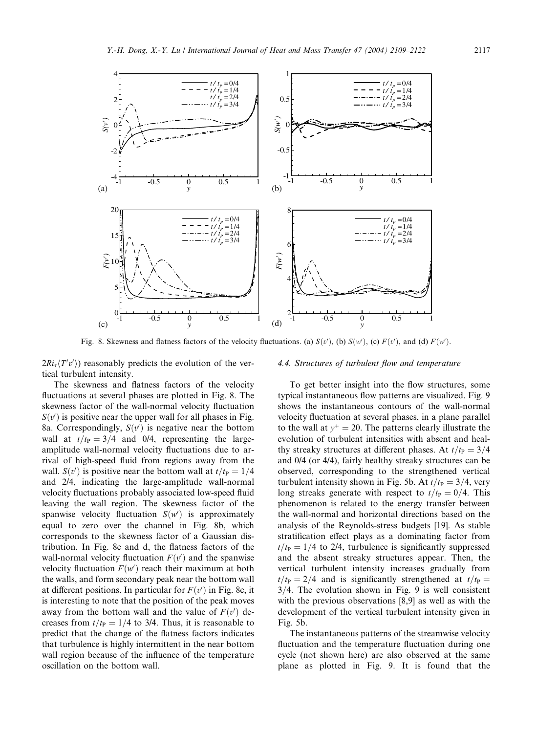Fig. 8. Skewness and flatness factors of the velocity fluctuations. (a) $S(v')$, (b) $S(w')$, (c) $F(v')$, and (d) $F(w')$.

$2Ri_\tau\langle T'v'\rangle$) reasonably predicts the evolution of the vertical turbulent intensity.

The skewness and flatness factors of the velocity fluctuations at several phases are plotted in Fig. 8. The skewness factor of the wall-normal velocity fluctuation $S(v')$ is positive near the upper wall for all phases in Fig. 8a. Correspondingly, $S(v')$ is negative near the bottom wall at $t/t_P = 3/4$ and 0/4, representing the large-amplitude wall-normal velocity fluctuations due to arrival of high-speed fluid from regions away from the wall. $S(v')$ is positive near the bottom wall at $t/t_P = 1/4$ and 2/4, indicating the large-amplitude wall-normal velocity fluctuations probably associated low-speed fluid leaving the wall region. The skewness factor of the spanwise velocity fluctuation $S(w')$ is approximately equal to zero over the channel in Fig. 8b, which corresponds to the skewness factor of a Gaussian distribution. In Fig. 8c and d, the flatness factors of the wall-normal velocity fluctuation $F(v')$ and the spanwise velocity fluctuation $F(w')$ reach their maximum at both the walls, and form secondary peak near the bottom wall at different positions. In particular for $F(v')$ in Fig. 8c, it is interesting to note that the position of the peak moves away from the bottom wall and the value of $F(v')$ decreases from $t/t_P = 1/4$ to 3/4. Thus, it is reasonable to predict that the change of the flatness factors indicates that turbulence is highly intermittent in the near bottom wall region because of the influence of the temperature oscillation on the bottom wall.

### 4.4. Structures of turbulent flow and temperature

To get better insight into the flow structures, some typical instantaneous flow patterns are visualized. Fig. 9 shows the instantaneous contours of the wall-normal velocity fluctuation at several phases, in a plane parallel to the wall at $y^+ = 20$. The patterns clearly illustrate the evolution of turbulent intensities with absent and healthy streaky structures at different phases. At $t/t_P = 3/4$ and 0/4 (or 4/4), fairly healthy streaky structures can be observed, corresponding to the strengthened vertical turbulent intensity shown in Fig. 5b. At $t/t_P = 3/4$, very long streaks generate with respect to $t/t_P = 0/4$. This phenomenon is related to the energy transfer between the wall-normal and horizontal directions based on the analysis of the Reynolds-stress budgets [19]. As stable stratification effect plays as a dominating factor from $t/t_P = 1/4$ to 2/4, turbulence is significantly suppressed and the absent streaky structures appear. Then, the vertical turbulent intensity increases gradually from $t/t_P = 2/4$ and is significantly strengthened at $t/t_P = 3/4$. The evolution shown in Fig. 9 is well consistent with the previous observations [8,9] as well as with the development of the vertical turbulent intensity given in Fig. 5b.

The instantaneous patterns of the streamwise velocity fluctuation and the temperature fluctuation during one cycle (not shown here) are also observed at the same plane as plotted in Fig. 9. It is found that the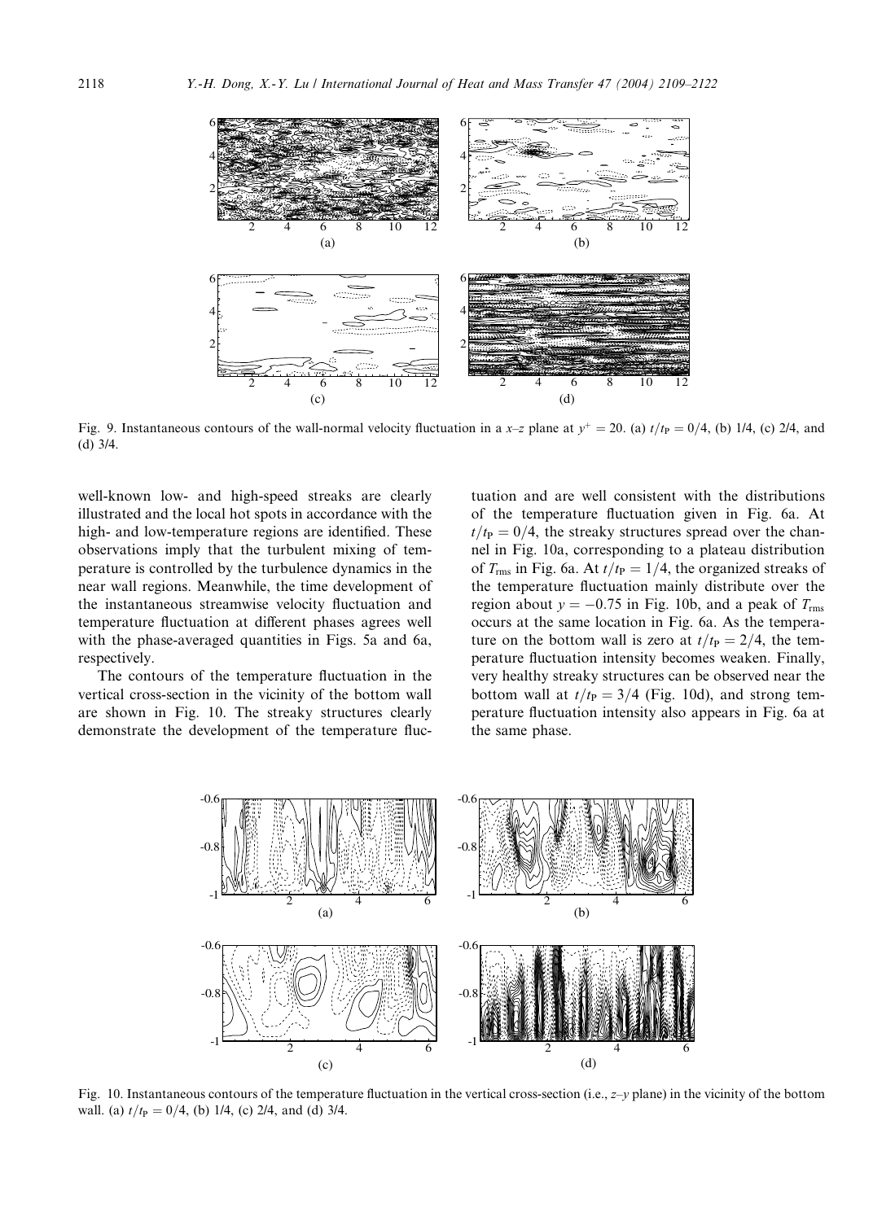Fig. 9. Instantaneous contours of the wall-normal velocity fluctuation in a $x$–$z$ plane at $y^+ = 20$. (a) $t/t_P = 0/4$, (b) 1/4, (c) 2/4, and (d) 3/4.

well-known low- and high-speed streaks are clearly illustrated and the local hot spots in accordance with the high- and low-temperature regions are identified. These observations imply that the turbulent mixing of temperature is controlled by the turbulence dynamics in the near wall regions. Meanwhile, the time development of the instantaneous streamwise velocity fluctuation and temperature fluctuation at different phases agrees well with the phase-averaged quantities in Figs. 5a and 6a, respectively.

The contours of the temperature fluctuation in the vertical cross-section in the vicinity of the bottom wall are shown in Fig. 10. The streaky structures clearly demonstrate the development of the temperature fluctuation and are well consistent with the distributions of the temperature fluctuation given in Fig. 6a. At $t/t_P = 0/4$, the streaky structures spread over the channel in Fig. 10a, corresponding to a plateau distribution of $T_{rms}$ in Fig. 6a. At $t/t_P = 1/4$, the organized streaks of the temperature fluctuation mainly distribute over the region about $y = -0.75$ in Fig. 10b, and a peak of $T_{rms}$ occurs at the same location in Fig. 6a. As the temperature on the bottom wall is zero at $t/t_P = 2/4$, the temperature fluctuation intensity becomes weaken. Finally, very healthy streaky structures can be observed near the bottom wall at $t/t_P = 3/4$ (Fig. 10d), and strong temperature fluctuation intensity also appears in Fig. 6a at the same phase.

Fig. 10. Instantaneous contours of the temperature fluctuation in the vertical cross-section (i.e., $z$–$y$ plane) in the vicinity of the bottom wall. (a) $t/t_P = 0/4$, (b) 1/4, (c) 2/4, and (d) 3/4.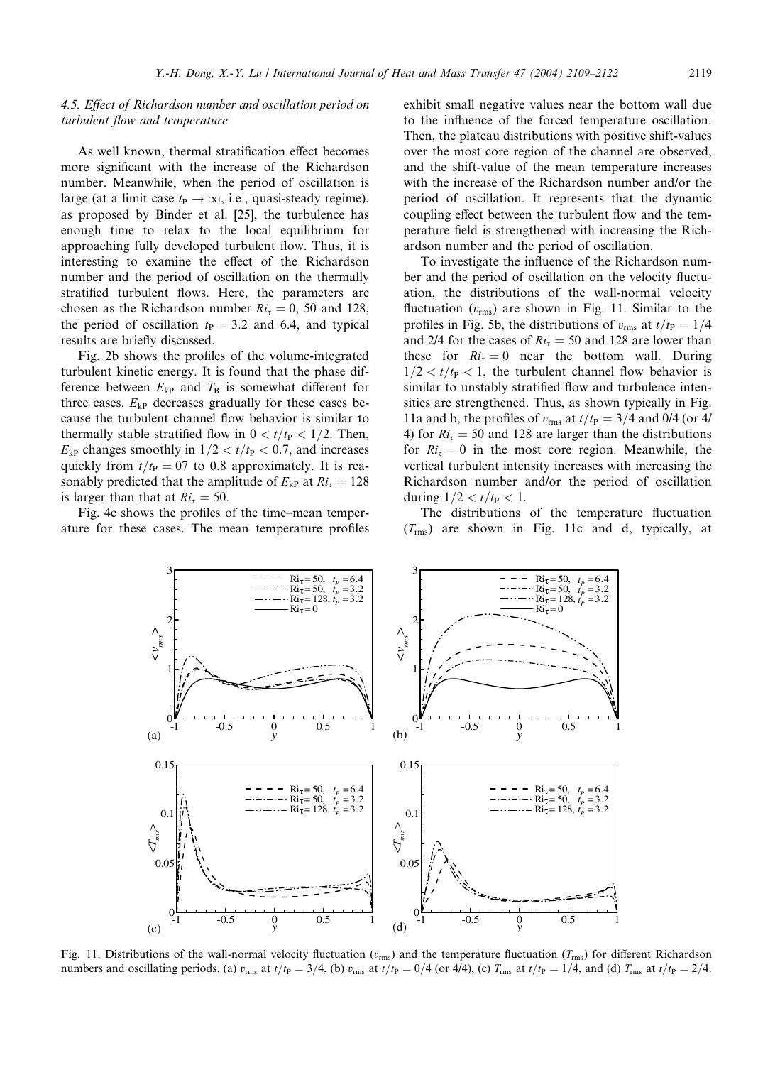### 4.5. Effect of Richardson number and oscillation period on turbulent flow and temperature

As well known, thermal stratification effect becomes more significant with the increase of the Richardson number. Meanwhile, when the period of oscillation is large (at a limit case $t_P \to \infty$, i.e., quasi-steady regime), as proposed by Binder et al. [25], the turbulence has enough time to relax to the local equilibrium for approaching fully developed turbulent flow. Thus, it is interesting to examine the effect of the Richardson number and the period of oscillation on the thermally stratified turbulent flows. Here, the parameters are chosen as the Richardson number $Ri_\tau = 0$, 50 and 128, the period of oscillation $t_P = 3.2$ and 6.4, and typical results are briefly discussed.

Fig. 2b shows the profiles of the volume-integrated turbulent kinetic energy. It is found that the phase difference between $E_{kP}$ and $T_B$ is somewhat different for three cases. $E_{kP}$ decreases gradually for these cases because the turbulent channel flow behavior is similar to thermally stable stratified flow in $0 < t/t_P < 1/2$. Then, $E_{kP}$ changes smoothly in $1/2 < t/t_P < 0.7$, and increases quickly from $t/t_P = 07$ to 0.8 approximately. It is reasonably predicted that the amplitude of $E_{kP}$ at $Ri_\tau = 128$ is larger than that at $Ri_\tau = 50$.

Fig. 4c shows the profiles of the time–mean temperature for these cases. The mean temperature profiles exhibit small negative values near the bottom wall due to the influence of the forced temperature oscillation. Then, the plateau distributions with positive shift-values over the most core region of the channel are observed, and the shift-value of the mean temperature increases with the increase of the Richardson number and/or the period of oscillation. It represents that the dynamic coupling effect between the turbulent flow and the temperature field is strengthened with increasing the Richardson number and the period of oscillation.

To investigate the influence of the Richardson number and the period of oscillation on the velocity fluctuation, the distributions of the wall-normal velocity fluctuation ($v_{rms}$) are shown in Fig. 11. Similar to the profiles in Fig. 5b, the distributions of $v_{rms}$ at $t/t_P = 1/4$ and 2/4 for the cases of $Ri_\tau = 50$ and 128 are lower than these for $Ri_\tau = 0$ near the bottom wall. During $1/2 < t/t_P < 1$, the turbulent channel flow behavior is similar to unstably stratified flow and turbulence intensities are strengthened. Thus, as shown typically in Fig. 11a and b, the profiles of $v_{rms}$ at $t/t_P = 3/4$ and 0/4 (or 4/4) for $Ri_\tau = 50$ and 128 are larger than the distributions for $Ri_\tau = 0$ in the most core region. Meanwhile, the vertical turbulent intensity increases with increasing the Richardson number and/or the period of oscillation during $1/2 < t/t_P < 1$.

The distributions of the temperature fluctuation ($T_{rms}$) are shown in Fig. 11c and d, typically, at

Fig. 11. Distributions of the wall-normal velocity fluctuation ($v_{rms}$) and the temperature fluctuation ($T_{rms}$) for different Richardson numbers and oscillating periods. (a) $v_{rms}$ at $t/t_P = 3/4$, (b) $v_{rms}$ at $t/t_P = 0/4$ (or 4/4), (c) $T_{rms}$ at $t/t_P = 1/4$, and (d) $T_{rms}$ at $t/t_P = 2/4$.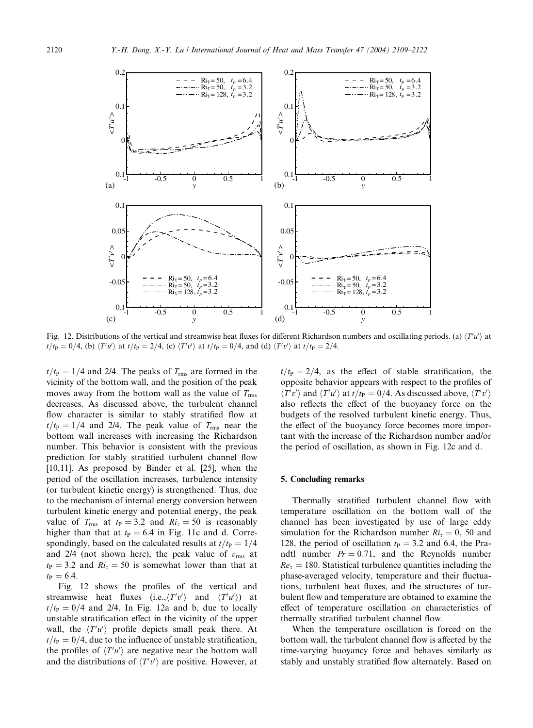Fig. 12. Distributions of the vertical and streamwise heat fluxes for different Richardson numbers and oscillating periods. (a) $\langle T'u' \rangle$ at $t/t_P = 0/4$, (b) $\langle T'u' \rangle$ at $t/t_P = 2/4$, (c) $\langle T'v' \rangle$ at $t/t_P = 0/4$, and (d) $\langle T'v' \rangle$ at $t/t_P = 2/4$.

$t/t_P = 1/4$ and 2/4. The peaks of $T_{rms}$ are formed in the vicinity of the bottom wall, and the position of the peak moves away from the bottom wall as the value of $T_{rms}$ decreases. As discussed above, the turbulent channel flow character is similar to stably stratified flow at $t/t_P = 1/4$ and 2/4. The peak value of $T_{rms}$ near the bottom wall increases with increasing the Richardson number. This behavior is consistent with the previous prediction for stably stratified turbulent channel flow [10,11]. As proposed by Binder et al. [25], when the period of the oscillation increases, turbulence intensity (or turbulent kinetic energy) is strengthened. Thus, due to the mechanism of internal energy conversion between turbulent kinetic energy and potential energy, the peak value of $T_{rms}$ at $t_P = 3.2$ and $Ri_\tau = 50$ is reasonably higher than that at $t_P = 6.4$ in Fig. 11c and d. Correspondingly, based on the calculated results at $t/t_P = 1/4$ and 2/4 (not shown here), the peak value of $v_{rms}$ at $t_P = 3.2$ and $Ri_\tau = 50$ is somewhat lower than that at $t_P = 6.4$.

Fig. 12 shows the profiles of the vertical and streamwise heat fluxes (i.e.,$\langle T'v' \rangle$ and $\langle T'u' \rangle$) at $t/t_P = 0/4$ and 2/4. In Fig. 12a and b, due to locally unstable stratification effect in the vicinity of the upper wall, the $\langle T'u' \rangle$ profile depicts small peak there. At $t/t_P = 0/4$, due to the influence of unstable stratification, the profiles of $\langle T'u' \rangle$ are negative near the bottom wall and the distributions of $\langle T'v' \rangle$ are positive. However, at $t/t_P = 2/4$, as the effect of stable stratification, the opposite behavior appears with respect to the profiles of $\langle T'v' \rangle$ and $\langle T'u' \rangle$ at $t/t_P = 0/4$. As discussed above, $\langle T'v' \rangle$ also reflects the effect of the buoyancy force on the budgets of the resolved turbulent kinetic energy. Thus, the effect of the buoyancy force becomes more important with the increase of the Richardson number and/or the period of oscillation, as shown in Fig. 12c and d.

## 5. Concluding remarks

Thermally stratified turbulent channel flow with temperature oscillation on the bottom wall of the channel has been investigated by use of large eddy simulation for the Richardson number $Ri_\tau = 0$, 50 and 128, the period of oscillation $t_P = 3.2$ and 6.4, the Prandtl number $Pr = 0.71$, and the Reynolds number $Re_\tau = 180$. Statistical turbulence quantities including the phase-averaged velocity, temperature and their fluctuations, turbulent heat fluxes, and the structures of turbulent flow and temperature are obtained to examine the effect of temperature oscillation on characteristics of thermally stratified turbulent channel flow.

When the temperature oscillation is forced on the bottom wall, the turbulent channel flow is affected by the time-varying buoyancy force and behaves similarly as stably and unstably stratified flow alternately. Based on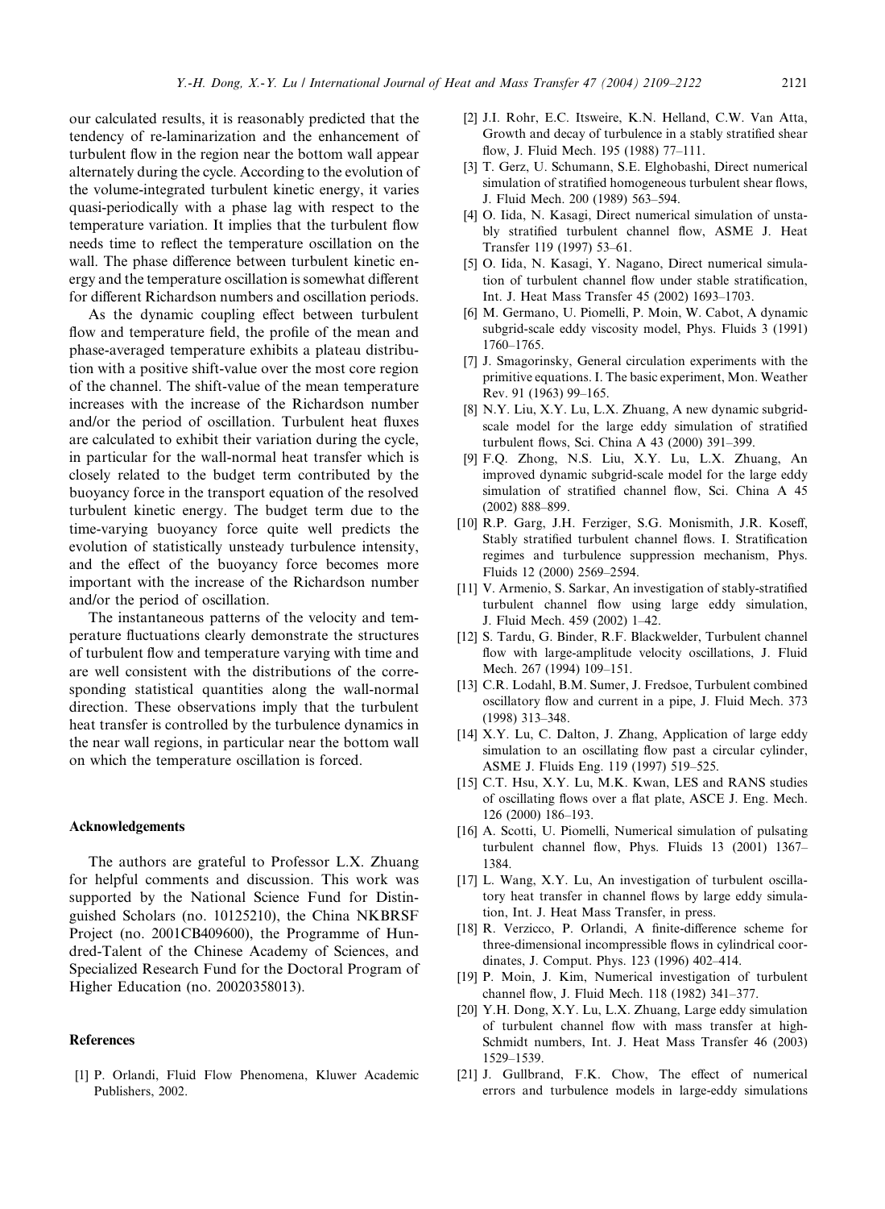our calculated results, it is reasonably predicted that the tendency of re-laminarization and the enhancement of turbulent flow in the region near the bottom wall appear alternately during the cycle. According to the evolution of the volume-integrated turbulent kinetic energy, it varies quasi-periodically with a phase lag with respect to the temperature variation. It implies that the turbulent flow needs time to reflect the temperature oscillation on the wall. The phase difference between turbulent kinetic energy and the temperature oscillation is somewhat different for different Richardson numbers and oscillation periods.

As the dynamic coupling effect between turbulent flow and temperature field, the profile of the mean and phase-averaged temperature exhibits a plateau distribution with a positive shift-value over the most core region of the channel. The shift-value of the mean temperature increases with the increase of the Richardson number and/or the period of oscillation. Turbulent heat fluxes are calculated to exhibit their variation during the cycle, in particular for the wall-normal heat transfer which is closely related to the budget term contributed by the buoyancy force in the transport equation of the resolved turbulent kinetic energy. The budget term due to the time-varying buoyancy force quite well predicts the evolution of statistically unsteady turbulence intensity, and the effect of the buoyancy force becomes more important with the increase of the Richardson number and/or the period of oscillation.

The instantaneous patterns of the velocity and temperature fluctuations clearly demonstrate the structures of turbulent flow and temperature varying with time and are well consistent with the distributions of the corresponding statistical quantities along the wall-normal direction. These observations imply that the turbulent heat transfer is controlled by the turbulence dynamics in the near wall regions, in particular near the bottom wall on which the temperature oscillation is forced.

## Acknowledgements

The authors are grateful to Professor L.X. Zhuang for helpful comments and discussion. This work was supported by the National Science Fund for Distinguished Scholars (no. 10125210), the China NKBRSF Project (no. 2001CB409600), the Programme of Hundred-Talent of the Chinese Academy of Sciences, and Specialized Research Fund for the Doctoral Program of Higher Education (no. 20020358013).

## References

[1] P. Orlandi, Fluid Flow Phenomena, Kluwer Academic Publishers, 2002.

[2] J.I. Rohr, E.C. Itsweire, K.N. Helland, C.W. Van Atta, Growth and decay of turbulence in a stably stratified shear flow, J. Fluid Mech. 195 (1988) 77–111.

[3] T. Gerz, U. Schumann, S.E. Elghobashi, Direct numerical simulation of stratified homogeneous turbulent shear flows, J. Fluid Mech. 200 (1989) 563–594.

[4] O. Iida, N. Kasagi, Direct numerical simulation of unstably stratified turbulent channel flow, ASME J. Heat Transfer 119 (1997) 53–61.

[5] O. Iida, N. Kasagi, Y. Nagano, Direct numerical simulation of turbulent channel flow under stable stratification, Int. J. Heat Mass Transfer 45 (2002) 1693–1703.

[6] M. Germano, U. Piomelli, P. Moin, W. Cabot, A dynamic subgrid-scale eddy viscosity model, Phys. Fluids 3 (1991) 1760–1765.

[7] J. Smagorinsky, General circulation experiments with the primitive equations. I. The basic experiment, Mon. Weather Rev. 91 (1963) 99–165.

[8] N.Y. Liu, X.Y. Lu, L.X. Zhuang, A new dynamic subgrid-scale model for the large eddy simulation of stratified turbulent flows, Sci. China A 43 (2000) 391–399.

[9] F.Q. Zhong, N.S. Liu, X.Y. Lu, L.X. Zhuang, An improved dynamic subgrid-scale model for the large eddy simulation of stratified channel flow, Sci. China A 45 (2002) 888–899.

[10] R.P. Garg, J.H. Ferziger, S.G. Monismith, J.R. Koseff, Stably stratified turbulent channel flows. I. Stratification regimes and turbulence suppression mechanism, Phys. Fluids 12 (2000) 2569–2594.

[11] V. Armenio, S. Sarkar, An investigation of stably-stratified turbulent channel flow using large eddy simulation, J. Fluid Mech. 459 (2002) 1–42.

[12] S. Tardu, G. Binder, R.F. Blackwelder, Turbulent channel flow with large-amplitude velocity oscillations, J. Fluid Mech. 267 (1994) 109–151.

[13] C.R. Lodahl, B.M. Sumer, J. Fredsoe, Turbulent combined oscillatory flow and current in a pipe, J. Fluid Mech. 373 (1998) 313–348.

[14] X.Y. Lu, C. Dalton, J. Zhang, Application of large eddy simulation to an oscillating flow past a circular cylinder, ASME J. Fluids Eng. 119 (1997) 519–525.

[15] C.T. Hsu, X.Y. Lu, M.K. Kwan, LES and RANS studies of oscillating flows over a flat plate, ASCE J. Eng. Mech. 126 (2000) 186–193.

[16] A. Scotti, U. Piomelli, Numerical simulation of pulsating turbulent channel flow, Phys. Fluids 13 (2001) 1367–1384.

[17] L. Wang, X.Y. Lu, An investigation of turbulent oscillatory heat transfer in channel flows by large eddy simulation, Int. J. Heat Mass Transfer, in press.

[18] R. Verzicco, P. Orlandi, A finite-difference scheme for three-dimensional incompressible flows in cylindrical coordinates, J. Comput. Phys. 123 (1996) 402–414.

[19] P. Moin, J. Kim, Numerical investigation of turbulent channel flow, J. Fluid Mech. 118 (1982) 341–377.

[20] Y.H. Dong, X.Y. Lu, L.X. Zhuang, Large eddy simulation of turbulent channel flow with mass transfer at high-Schmidt numbers, Int. J. Heat Mass Transfer 46 (2003) 1529–1539.

[21] J. Gullbrand, F.K. Chow, The effect of numerical errors and turbulence models in large-eddy simulations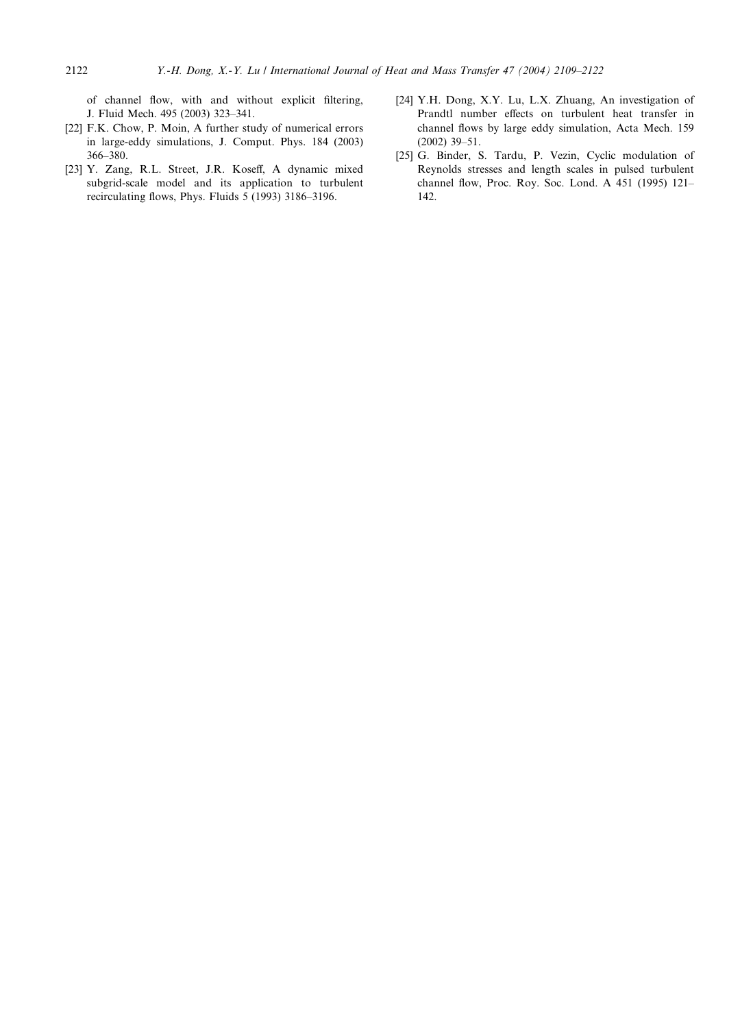of channel flow, with and without explicit filtering, J. Fluid Mech. 495 (2003) 323–341.

[22] F.K. Chow, P. Moin, A further study of numerical errors in large-eddy simulations, J. Comput. Phys. 184 (2003) 366–380.

[23] Y. Zang, R.L. Street, J.R. Koseff, A dynamic mixed subgrid-scale model and its application to turbulent recirculating flows, Phys. Fluids 5 (1993) 3186–3196.

[24] Y.H. Dong, X.Y. Lu, L.X. Zhuang, An investigation of Prandtl number effects on turbulent heat transfer in channel flows by large eddy simulation, Acta Mech. 159 (2002) 39–51.

[25] G. Binder, S. Tardu, P. Vezin, Cyclic modulation of Reynolds stresses and length scales in pulsed turbulent channel flow, Proc. Roy. Soc. Lond. A 451 (1995) 121–142.